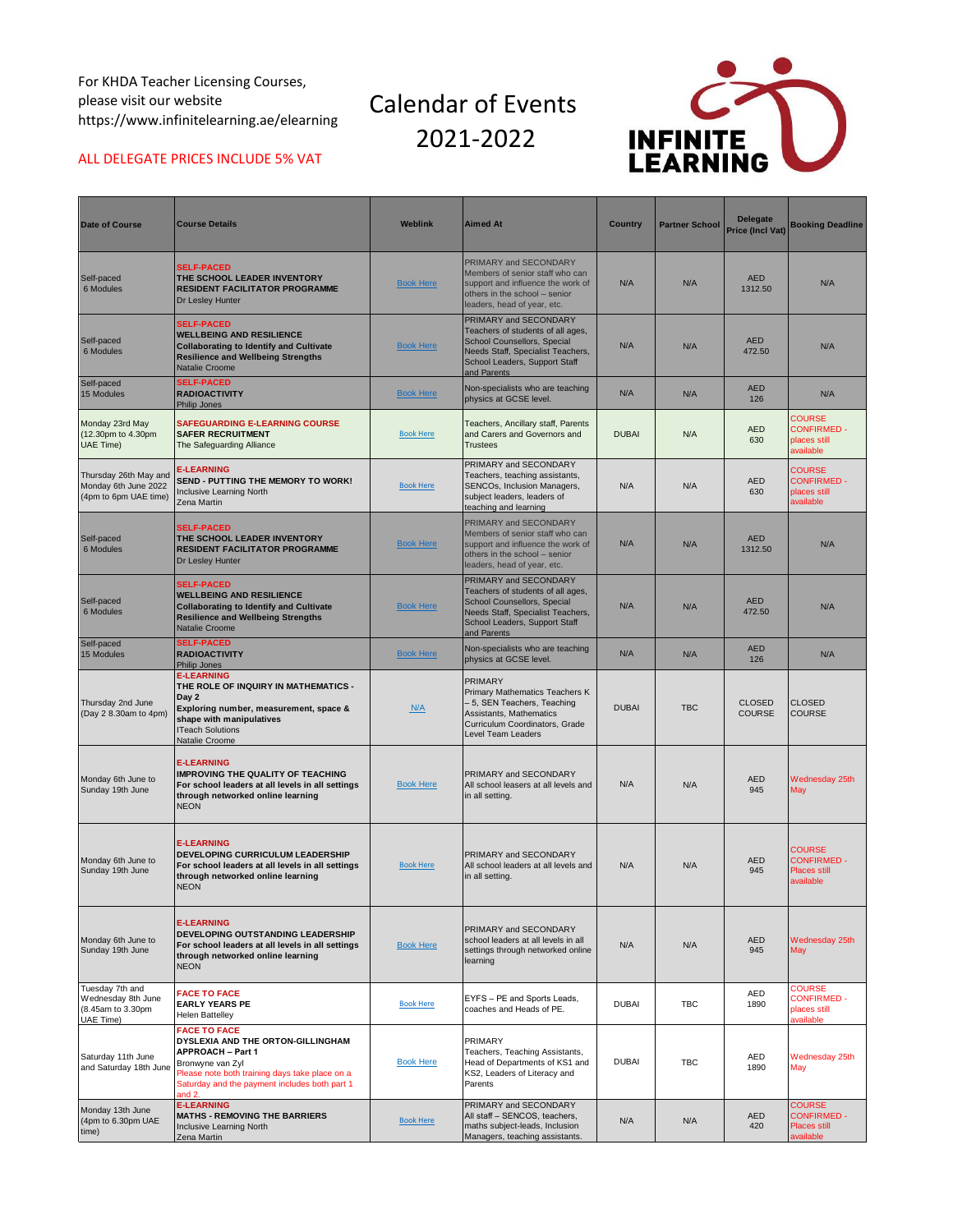For KHDA Teacher Licensing Courses, please visit our website https://www.infinitelearning.ae/elearning

ALL DELEGATE PRICES INCLUDE 5% VAT

# Calendar of Events 2021-2022

INFINITE LEARNING

| Date of Course | Course Details | Weblink | Aimed At | Country | Partner School | Delegate Price (Incl Vat) | Booking Deadline |
|---|---|---|---|---|---|---|---|
| Self-paced 6 Modules | SELF-PACED **THE SCHOOL LEADER INVENTORY RESIDENT FACILITATOR PROGRAMME** Dr Lesley Hunter | Book Here | PRIMARY and SECONDARY Members of senior staff who can support and influence the work of others in the school – senior leaders, head of year, etc. | N/A | N/A | AED 1312.50 | N/A |
| Self-paced 6 Modules | SELF-PACED **WELLBEING AND RESILIENCE Collaborating to Identify and Cultivate Resilience and Wellbeing Strengths** Natalie Croome | Book Here | PRIMARY and SECONDARY Teachers of students of all ages, School Counsellors, Special Needs Staff, Specialist Teachers, School Leaders, Support Staff and Parents | N/A | N/A | AED 472.50 | N/A |
| Self-paced 15 Modules | SELF-PACED **RADIOACTIVITY** Philip Jones | Book Here | Non-specialists who are teaching physics at GCSE level. | N/A | N/A | AED 126 | N/A |
| Monday 23rd May (12.30pm to 4.30pm UAE Time) | SAFEGUARDING E-LEARNING COURSE **SAFER RECRUITMENT** The Safeguarding Alliance | Book Here | Teachers, Ancillary staff, Parents and Carers and Governors and Trustees | DUBAI | N/A | AED 630 | COURSE CONFIRMED - places still available |
| Thursday 26th May and Monday 6th June 2022 (4pm to 6pm UAE time) | E-LEARNING **SEND - PUTTING THE MEMORY TO WORK!** Inclusive Learning North Zena Martin | Book Here | PRIMARY and SECONDARY Teachers, teaching assistants, SENCOs, Inclusion Managers, subject leaders, leaders of teaching and learning | N/A | N/A | AED 630 | COURSE CONFIRMED - places still available |
| Self-paced 6 Modules | SELF-PACED **THE SCHOOL LEADER INVENTORY RESIDENT FACILITATOR PROGRAMME** Dr Lesley Hunter | Book Here | PRIMARY and SECONDARY Members of senior staff who can support and influence the work of others in the school – senior leaders, head of year, etc. | N/A | N/A | AED 1312.50 | N/A |
| Self-paced 6 Modules | SELF-PACED **WELLBEING AND RESILIENCE Collaborating to Identify and Cultivate Resilience and Wellbeing Strengths** Natalie Croome | Book Here | PRIMARY and SECONDARY Teachers of students of all ages, School Counsellors, Special Needs Staff, Specialist Teachers, School Leaders, Support Staff and Parents | N/A | N/A | AED 472.50 | N/A |
| Self-paced 15 Modules | SELF-PACED **RADIOACTIVITY** Philip Jones | Book Here | Non-specialists who are teaching physics at GCSE level. | N/A | N/A | AED 126 | N/A |
| Thursday 2nd June (Day 2 8.30am to 4pm) | E-LEARNING **THE ROLE OF INQUIRY IN MATHEMATICS - Day 2 Exploring number, measurement, space & shape with manipulatives** ITeach Solutions Natalie Croome | N/A | PRIMARY Primary Mathematics Teachers K – 5, SEN Teachers, Teaching Assistants, Mathematics Curriculum Coordinators, Grade Level Team Leaders | DUBAI | TBC | CLOSED COURSE | CLOSED COURSE |
| Monday 6th June to Sunday 19th June | E-LEARNING **IMPROVING THE QUALITY OF TEACHING For school leaders at all levels in all settings through networked online learning** NEON | Book Here | PRIMARY and SECONDARY All school leasers at all levels and in all setting. | N/A | N/A | AED 945 | Wednesday 25th May |
| Monday 6th June to Sunday 19th June | E-LEARNING **DEVELOPING CURRICULUM LEADERSHIP For school leaders at all levels in all settings through networked online learning** NEON | Book Here | PRIMARY and SECONDARY All school leaders at all levels and in all setting. | N/A | N/A | AED 945 | COURSE CONFIRMED - Places still available |
| Monday 6th June to Sunday 19th June | E-LEARNING **DEVELOPING OUTSTANDING LEADERSHIP For school leaders at all levels in all settings through networked online learning** NEON | Book Here | PRIMARY and SECONDARY school leaders at all levels in all settings through networked online learning | N/A | N/A | AED 945 | Wednesday 25th May |
| Tuesday 7th and Wednesday 8th June (8.45am to 3.30pm UAE Time) | FACE TO FACE **EARLY YEARS PE** Helen Batteley | Book Here | EYFS – PE and Sports Leads, coaches and Heads of PE. | DUBAI | TBC | AED 1890 | COURSE CONFIRMED - places still available |
| Saturday 11th June and Saturday 18th June | FACE TO FACE **DYSLEXIA AND THE ORTON-GILLINGHAM APPROACH – Part 1** Bronwyne van Zyl Please note both training days take place on a Saturday and the payment includes both part 1 and 2. | Book Here | PRIMARY Teachers, Teaching Assistants, Head of Departments of KS1 and KS2, Leaders of Literacy and Parents | DUBAI | TBC | AED 1890 | Wednesday 25th May |
| Monday 13th June (4pm to 6.30pm UAE time) | E-LEARNING **MATHS - REMOVING THE BARRIERS** Inclusive Learning North Zena Martin | Book Here | PRIMARY and SECONDARY All staff – SENCOS, teachers, maths subject-leads, Inclusion Managers, teaching assistants. | N/A | N/A | AED 420 | COURSE CONFIRMED - Places still available |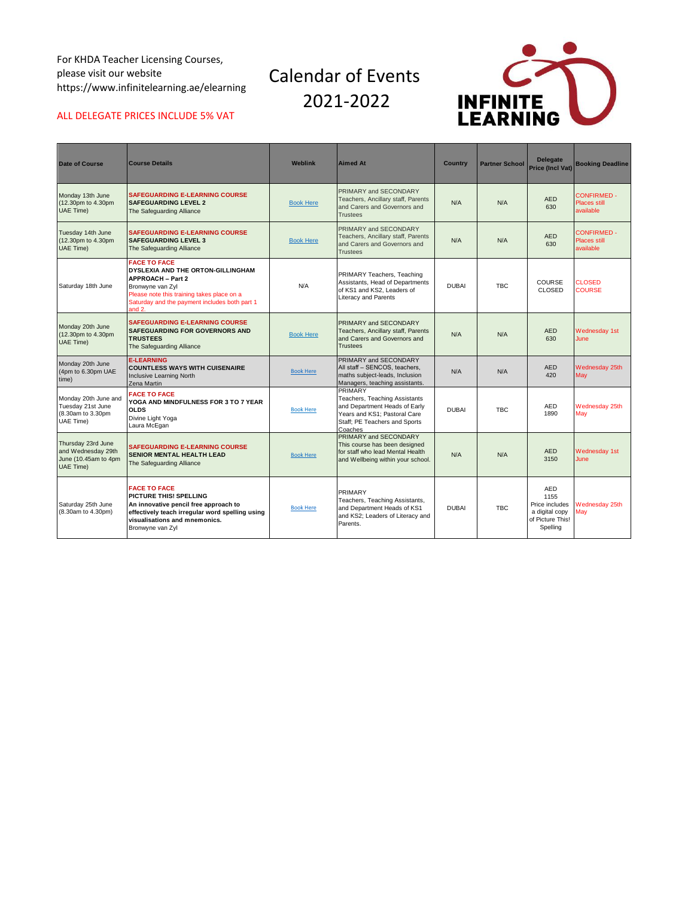For KHDA Teacher Licensing Courses, please visit our website https://www.infinitelearning.ae/elearning

ALL DELEGATE PRICES INCLUDE 5% VAT

# Calendar of Events 2021-2022

INFINITE LEARNING

| Date of Course | Course Details | Weblink | Aimed At | Country | Partner School | Delegate Price (Incl Vat) | Booking Deadline |
|---|---|---|---|---|---|---|---|
| Monday 13th June (12.30pm to 4.30pm UAE Time) | **SAFEGUARDING E-LEARNING COURSE** **SAFEGUARDING LEVEL 2** The Safeguarding Alliance | Book Here | PRIMARY and SECONDARY Teachers, Ancillary staff, Parents and Carers and Governors and Trustees | N/A | N/A | AED 630 | CONFIRMED - Places still available |
| Tuesday 14th June (12.30pm to 4.30pm UAE Time) | **SAFEGUARDING E-LEARNING COURSE** **SAFEGUARDING LEVEL 3** The Safeguarding Alliance | Book Here | PRIMARY and SECONDARY Teachers, Ancillary staff, Parents and Carers and Governors and Trustees | N/A | N/A | AED 630 | CONFIRMED - Places still available |
| Saturday 18th June | **FACE TO FACE** **DYSLEXIA AND THE ORTON-GILLINGHAM APPROACH – Part 2** Bronwyne van Zyl Please note this training takes place on a Saturday and the payment includes both part 1 and 2. | N/A | PRIMARY Teachers, Teaching Assistants, Head of Departments of KS1 and KS2, Leaders of Literacy and Parents | DUBAI | TBC | COURSE CLOSED | CLOSED COURSE |
| Monday 20th June (12.30pm to 4.30pm UAE Time) | **SAFEGUARDING E-LEARNING COURSE** **SAFEGUARDING FOR GOVERNORS AND TRUSTEES** The Safeguarding Alliance | Book Here | PRIMARY and SECONDARY Teachers, Ancillary staff, Parents and Carers and Governors and Trustees | N/A | N/A | AED 630 | Wednesday 1st June |
| Monday 20th June (4pm to 6.30pm UAE time) | **E-LEARNING** **COUNTLESS WAYS WITH CUISENAIRE** Inclusive Learning North Zena Martin | Book Here | PRIMARY and SECONDARY All staff – SENCOS, teachers, maths subject-leads, Inclusion Managers, teaching assistants. | N/A | N/A | AED 420 | Wednesday 25th May |
| Monday 20th June and Tuesday 21st June (8.30am to 3.30pm UAE Time) | **FACE TO FACE** **YOGA AND MINDFULNESS FOR 3 TO 7 YEAR OLDS** Divine Light Yoga Laura McEgan | Book Here | PRIMARY Teachers, Teaching Assistants and Department Heads of Early Years and KS1; Pastoral Care Staff; PE Teachers and Sports Coaches | DUBAI | TBC | AED 1890 | Wednesday 25th May |
| Thursday 23rd June and Wednesday 29th June (10.45am to 4pm UAE Time) | **SAFEGUARDING E-LEARNING COURSE** **SENIOR MENTAL HEALTH LEAD** The Safeguarding Alliance | Book Here | PRIMARY and SECONDARY This course has been designed for staff who lead Mental Health and Wellbeing within your school. | N/A | N/A | AED 3150 | Wednesday 1st June |
| Saturday 25th June (8.30am to 4.30pm) | **FACE TO FACE** **PICTURE THIS! SPELLING** **An innovative pencil free approach to effectively teach irregular word spelling using visualisations and mnemonics.** Bronwyne van Zyl | Book Here | PRIMARY Teachers, Teaching Assistants, and Department Heads of KS1 and KS2; Leaders of Literacy and Parents. | DUBAI | TBC | AED 1155 Price includes a digital copy of Picture This! Spelling | Wednesday 25th May |